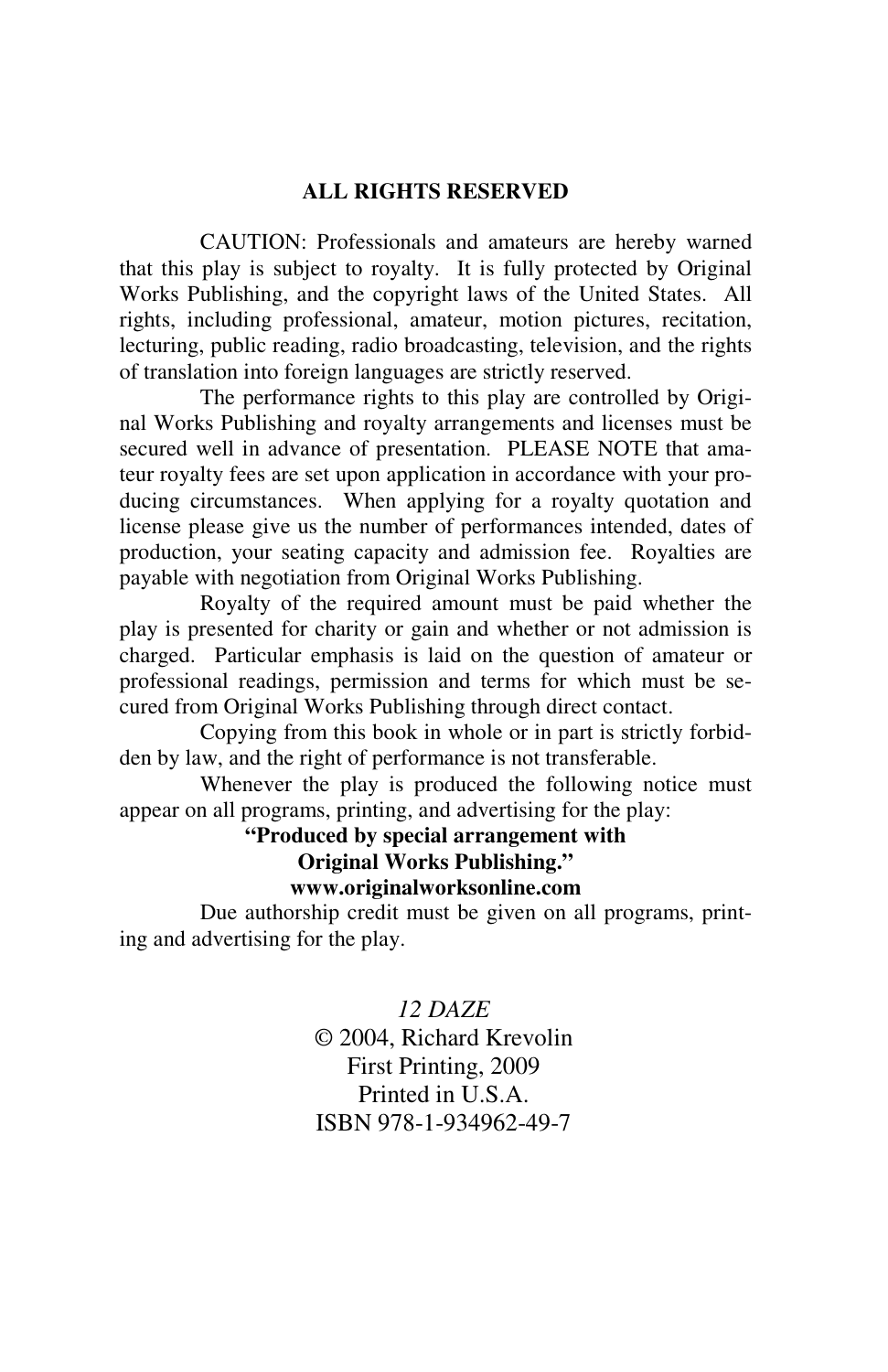**ALL RIGHTS RESERVED**

CAUTION: Professionals and amateurs are hereby warned that this play is subject to royalty. It is fully protected by Original Works Publishing, and the copyright laws of the United States. All rights, including professional, amateur, motion pictures, recitation, lecturing, public reading, radio broadcasting, television, and the rights of translation into foreign languages are strictly reserved.

The performance rights to this play are controlled by Original Works Publishing and royalty arrangements and licenses must be secured well in advance of presentation. PLEASE NOTE that amateur royalty fees are set upon application in accordance with your producing circumstances. When applying for a royalty quotation and license please give us the number of performances intended, dates of production, your seating capacity and admission fee. Royalties are payable with negotiation from Original Works Publishing.

Royalty of the required amount must be paid whether the play is presented for charity or gain and whether or not admission is charged. Particular emphasis is laid on the question of amateur or professional readings, permission and terms for which must be secured from Original Works Publishing through direct contact.

Copying from this book in whole or in part is strictly forbidden by law, and the right of performance is not transferable.

Whenever the play is produced the following notice must appear on all programs, printing, and advertising for the play:

**"Produced by special arrangement with**
**Original Works Publishing."**
**www.originalworksonline.com**

Due authorship credit must be given on all programs, printing and advertising for the play.

*12 DAZE*
© 2004, Richard Krevolin
First Printing, 2009
Printed in U.S.A.
ISBN 978-1-934962-49-7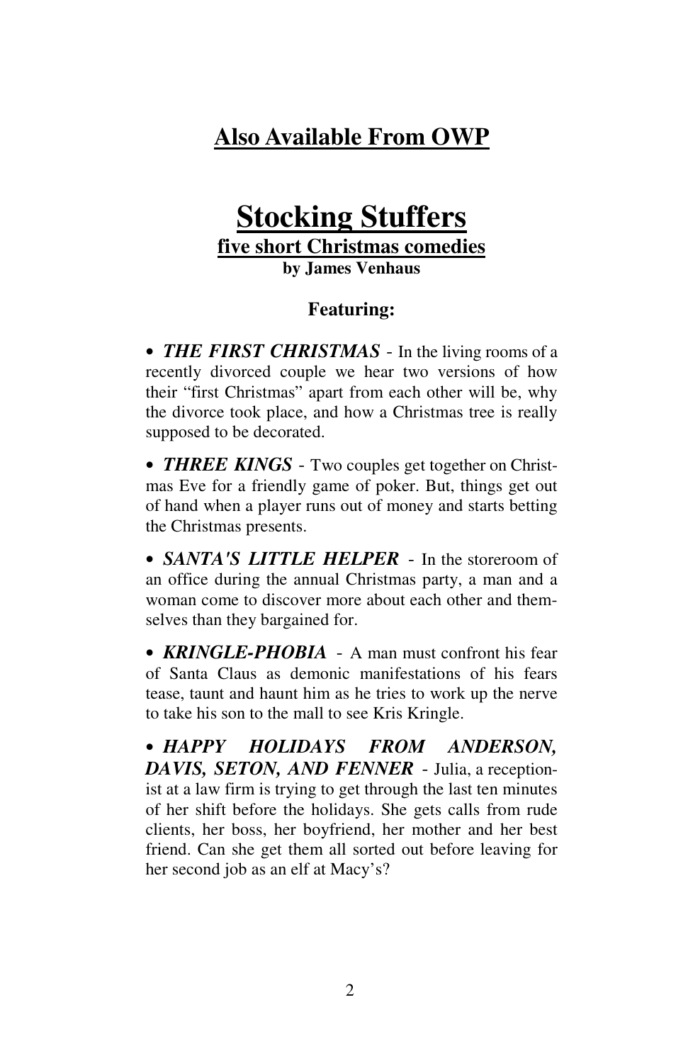## Also Available From OWP

# Stocking Stuffers

### five short Christmas comedies

**by James Venhaus**

**Featuring:**

- ***THE FIRST CHRISTMAS*** - In the living rooms of a recently divorced couple we hear two versions of how their "first Christmas" apart from each other will be, why the divorce took place, and how a Christmas tree is really supposed to be decorated.

- ***THREE KINGS*** - Two couples get together on Christmas Eve for a friendly game of poker. But, things get out of hand when a player runs out of money and starts betting the Christmas presents.

- ***SANTA'S LITTLE HELPER*** - In the storeroom of an office during the annual Christmas party, a man and a woman come to discover more about each other and themselves than they bargained for.

- ***KRINGLE-PHOBIA*** - A man must confront his fear of Santa Claus as demonic manifestations of his fears tease, taunt and haunt him as he tries to work up the nerve to take his son to the mall to see Kris Kringle.

- ***HAPPY HOLIDAYS FROM ANDERSON, DAVIS, SETON, AND FENNER*** - Julia, a receptionist at a law firm is trying to get through the last ten minutes of her shift before the holidays. She gets calls from rude clients, her boss, her boyfriend, her mother and her best friend. Can she get them all sorted out before leaving for her second job as an elf at Macy's?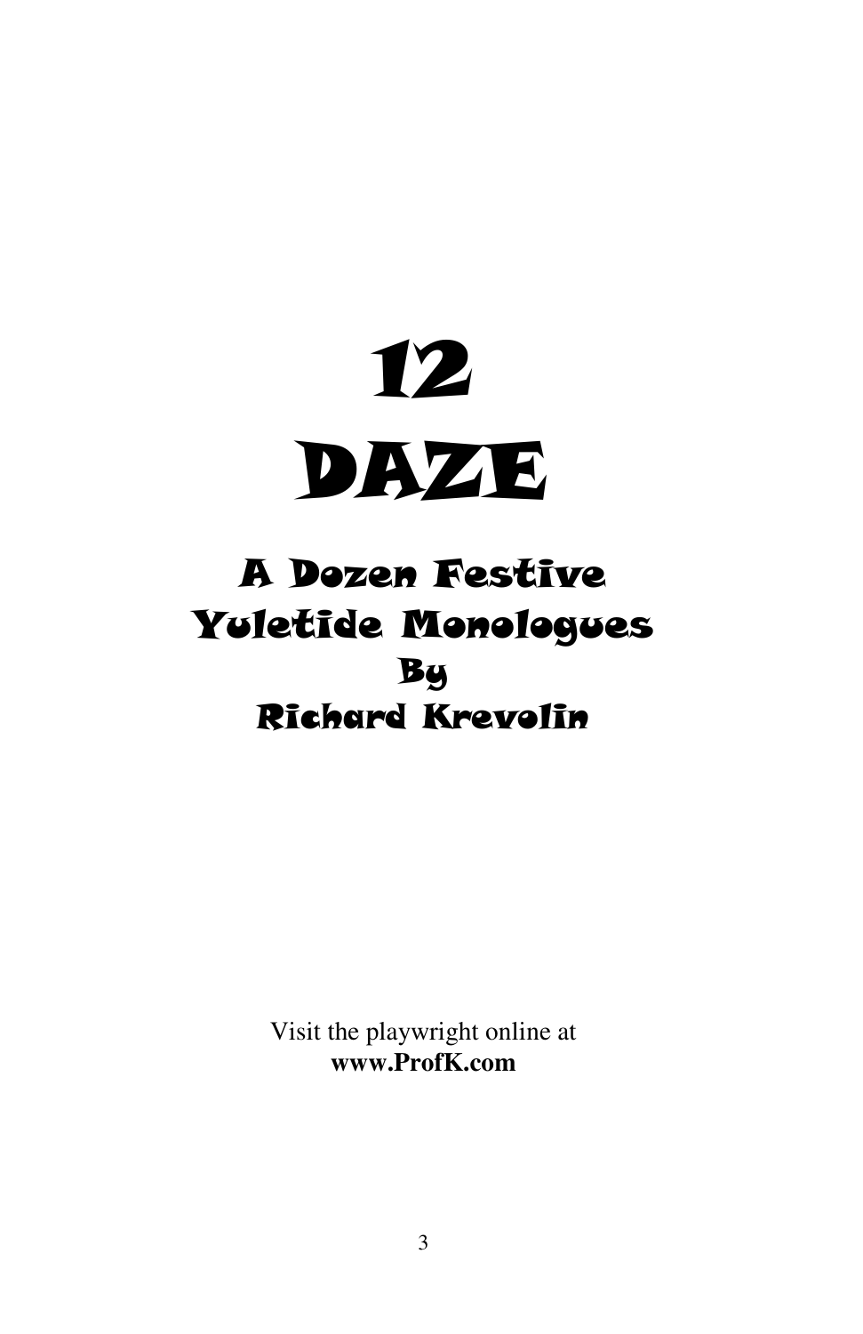# 12 DAZE

## A Dozen Festive Yuletide Monologues

### By
### Richard Krevolin

Visit the playwright online at
**www.ProfK.com**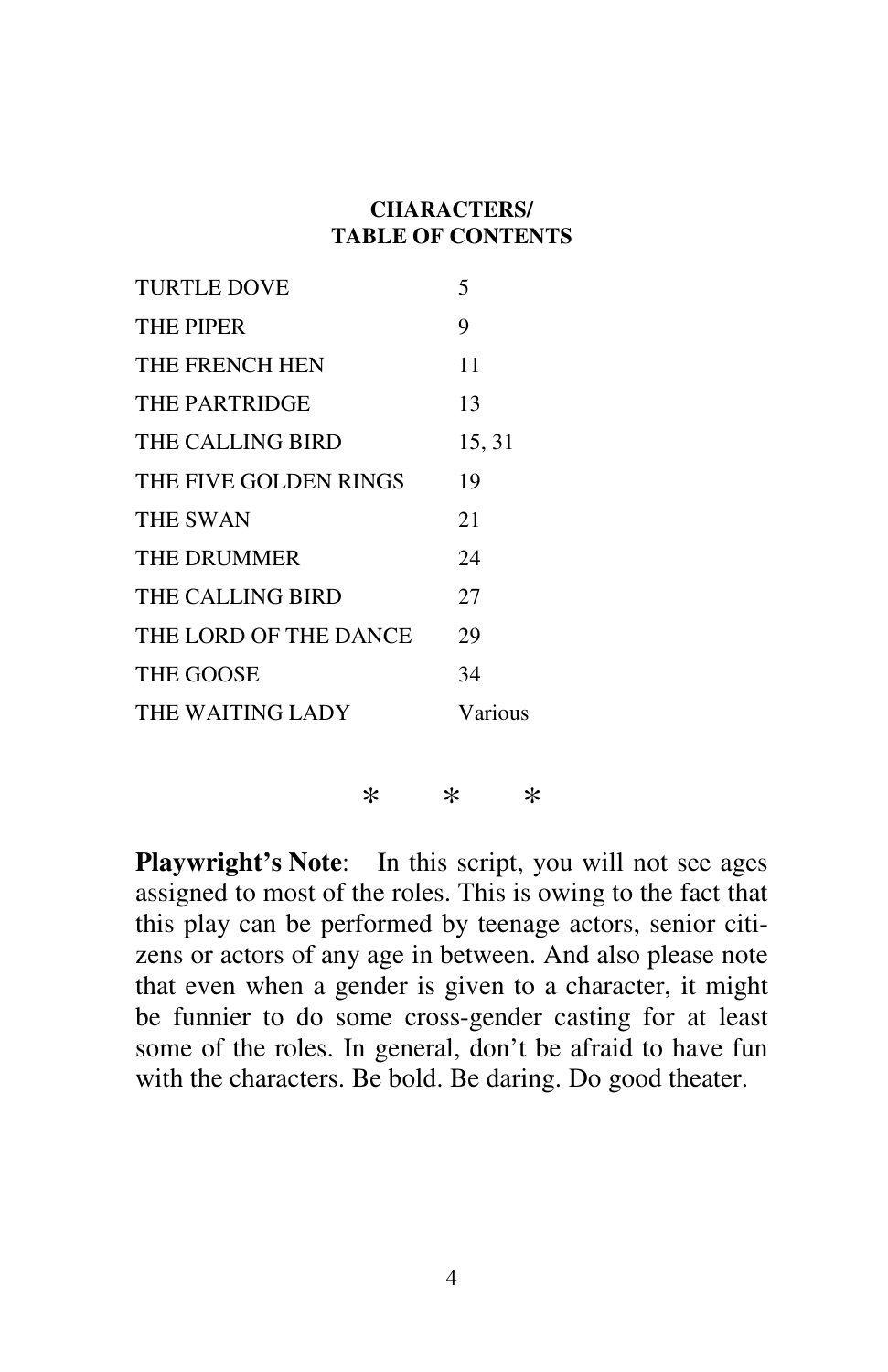**CHARACTERS/**
**TABLE OF CONTENTS**

| | |
|---|---|
| TURTLE DOVE | 5 |
| THE PIPER | 9 |
| THE FRENCH HEN | 11 |
| THE PARTRIDGE | 13 |
| THE CALLING BIRD | 15, 31 |
| THE FIVE GOLDEN RINGS | 19 |
| THE SWAN | 21 |
| THE DRUMMER | 24 |
| THE CALLING BIRD | 27 |
| THE LORD OF THE DANCE | 29 |
| THE GOOSE | 34 |
| THE WAITING LADY | Various |

\*　　\*　　\*

**Playwright's Note**: In this script, you will not see ages assigned to most of the roles. This is owing to the fact that this play can be performed by teenage actors, senior citizens or actors of any age in between. And also please note that even when a gender is given to a character, it might be funnier to do some cross-gender casting for at least some of the roles. In general, don't be afraid to have fun with the characters. Be bold. Be daring. Do good theater.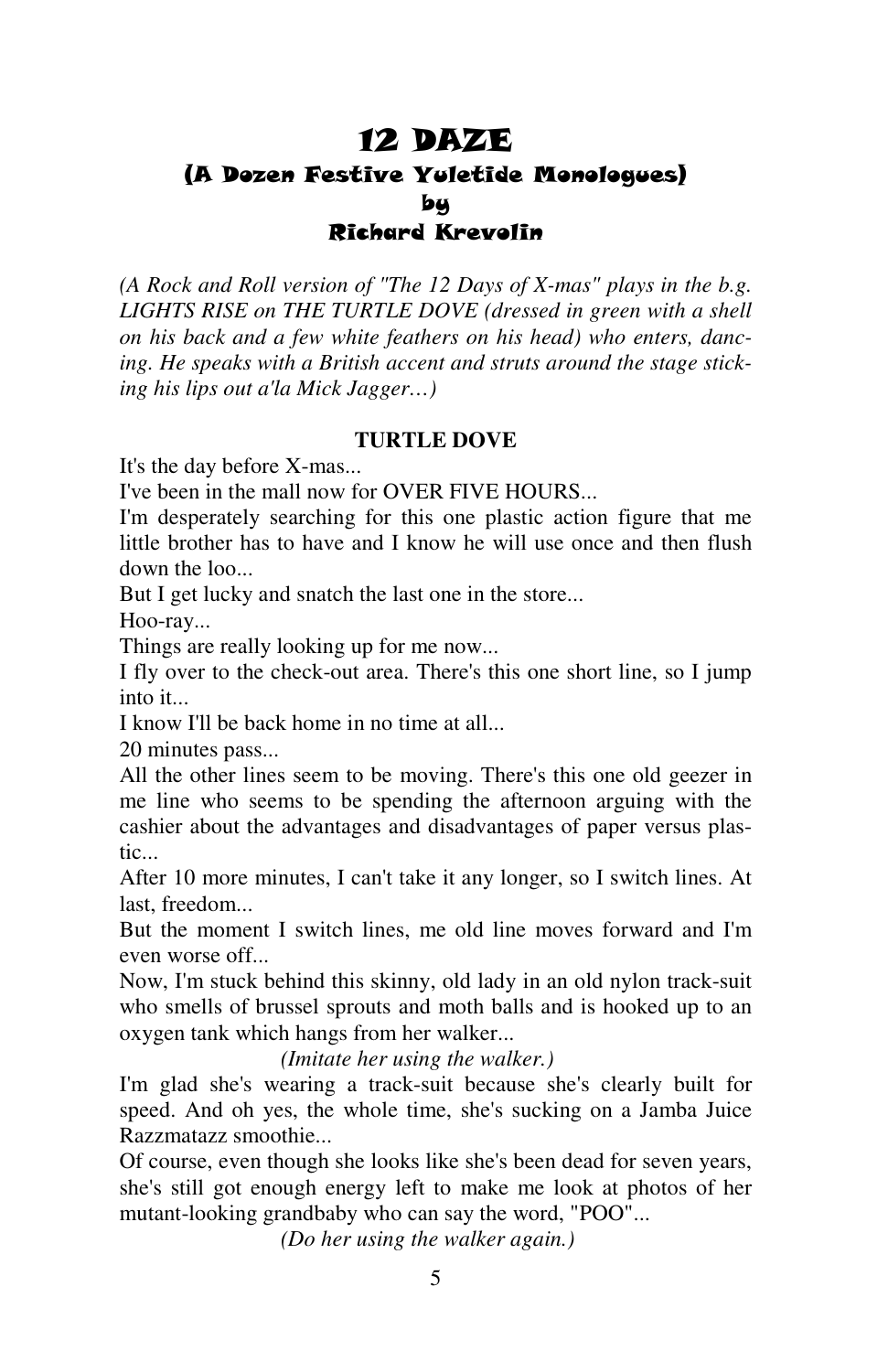# 12 DAZE
## (A Dozen Festive Yuletide Monologues)
## by
## Richard Krevolin

*(A Rock and Roll version of "The 12 Days of X-mas" plays in the b.g. LIGHTS RISE on THE TURTLE DOVE (dressed in green with a shell on his back and a few white feathers on his head) who enters, dancing. He speaks with a British accent and struts around the stage sticking his lips out a'la Mick Jagger…)*

**TURTLE DOVE**

It's the day before X-mas...

I've been in the mall now for OVER FIVE HOURS...

I'm desperately searching for this one plastic action figure that me little brother has to have and I know he will use once and then flush down the loo...

But I get lucky and snatch the last one in the store...

Hoo-ray...

Things are really looking up for me now...

I fly over to the check-out area. There's this one short line, so I jump into it...

I know I'll be back home in no time at all...

20 minutes pass...

All the other lines seem to be moving. There's this one old geezer in me line who seems to be spending the afternoon arguing with the cashier about the advantages and disadvantages of paper versus plastic...

After 10 more minutes, I can't take it any longer, so I switch lines. At last, freedom...

But the moment I switch lines, me old line moves forward and I'm even worse off...

Now, I'm stuck behind this skinny, old lady in an old nylon track-suit who smells of brussel sprouts and moth balls and is hooked up to an oxygen tank which hangs from her walker...

*(Imitate her using the walker.)*

I'm glad she's wearing a track-suit because she's clearly built for speed. And oh yes, the whole time, she's sucking on a Jamba Juice Razzmatazz smoothie...

Of course, even though she looks like she's been dead for seven years, she's still got enough energy left to make me look at photos of her mutant-looking grandbaby who can say the word, "POO"...

*(Do her using the walker again.)*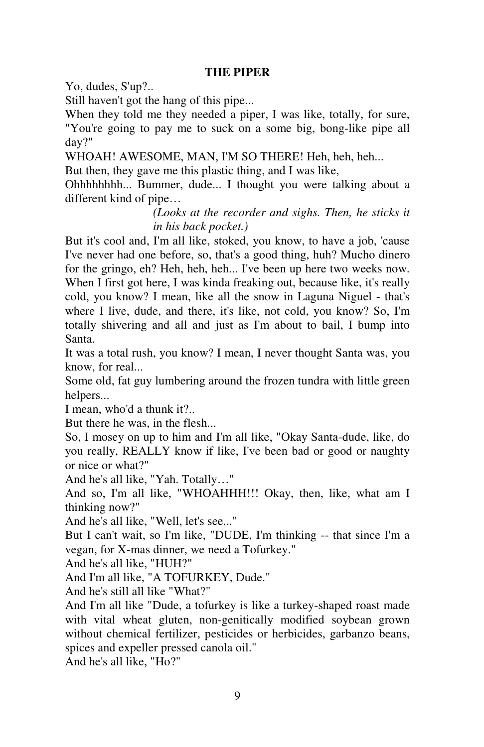**THE PIPER**

Yo, dudes, S'up?..

Still haven't got the hang of this pipe...

When they told me they needed a piper, I was like, totally, for sure, "You're going to pay me to suck on a some big, bong-like pipe all day?"

WHOAH! AWESOME, MAN, I'M SO THERE! Heh, heh, heh...

But then, they gave me this plastic thing, and I was like,

Ohhhhhhhh... Bummer, dude... I thought you were talking about a different kind of pipe…

*(Looks at the recorder and sighs. Then, he sticks it in his back pocket.)*

But it's cool and, I'm all like, stoked, you know, to have a job, 'cause I've never had one before, so, that's a good thing, huh? Mucho dinero for the gringo, eh? Heh, heh, heh... I've been up here two weeks now. When I first got here, I was kinda freaking out, because like, it's really cold, you know? I mean, like all the snow in Laguna Niguel - that's where I live, dude, and there, it's like, not cold, you know? So, I'm totally shivering and all and just as I'm about to bail, I bump into Santa.

It was a total rush, you know? I mean, I never thought Santa was, you know, for real...

Some old, fat guy lumbering around the frozen tundra with little green helpers...

I mean, who'd a thunk it?..

But there he was, in the flesh...

So, I mosey on up to him and I'm all like, "Okay Santa-dude, like, do you really, REALLY know if like, I've been bad or good or naughty or nice or what?"

And he's all like, "Yah. Totally…"

And so, I'm all like, "WHOAHHH!!! Okay, then, like, what am I thinking now?"

And he's all like, "Well, let's see..."

But I can't wait, so I'm like, "DUDE, I'm thinking -- that since I'm a vegan, for X-mas dinner, we need a Tofurkey."

And he's all like, "HUH?"

And I'm all like, "A TOFURKEY, Dude."

And he's still all like "What?"

And I'm all like "Dude, a tofurkey is like a turkey-shaped roast made with vital wheat gluten, non-genitically modified soybean grown without chemical fertilizer, pesticides or herbicides, garbanzo beans, spices and expeller pressed canola oil."

And he's all like, "Ho?"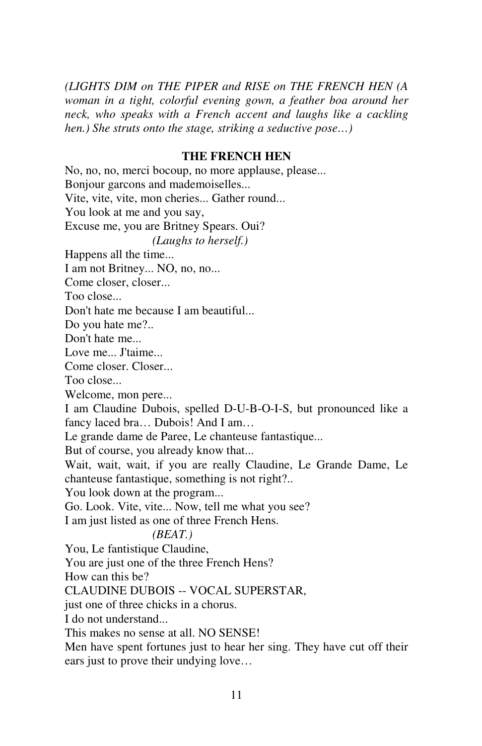*(LIGHTS DIM on THE PIPER and RISE on THE FRENCH HEN (A woman in a tight, colorful evening gown, a feather boa around her neck, who speaks with a French accent and laughs like a cackling hen.) She struts onto the stage, striking a seductive pose…)*

**THE FRENCH HEN**

No, no, no, merci bocoup, no more applause, please...
Bonjour garcons and mademoiselles...
Vite, vite, vite, mon cheries... Gather round...
You look at me and you say,
Excuse me, you are Britney Spears. Oui?

*(Laughs to herself.)*

Happens all the time...
I am not Britney... NO, no, no...
Come closer, closer...
Too close...
Don't hate me because I am beautiful...
Do you hate me?..
Don't hate me...
Love me... J'taime...
Come closer. Closer...
Too close...
Welcome, mon pere...
I am Claudine Dubois, spelled D-U-B-O-I-S, but pronounced like a fancy laced bra… Dubois! And I am…
Le grande dame de Paree, Le chanteuse fantastique...
But of course, you already know that...
Wait, wait, wait, if you are really Claudine, Le Grande Dame, Le chanteuse fantastique, something is not right?..
You look down at the program...
Go. Look. Vite, vite... Now, tell me what you see?
I am just listed as one of three French Hens.

*(BEAT.)*

You, Le fantistique Claudine,
You are just one of the three French Hens?
How can this be?
CLAUDINE DUBOIS -- VOCAL SUPERSTAR,
just one of three chicks in a chorus.
I do not understand...
This makes no sense at all. NO SENSE!
Men have spent fortunes just to hear her sing. They have cut off their ears just to prove their undying love…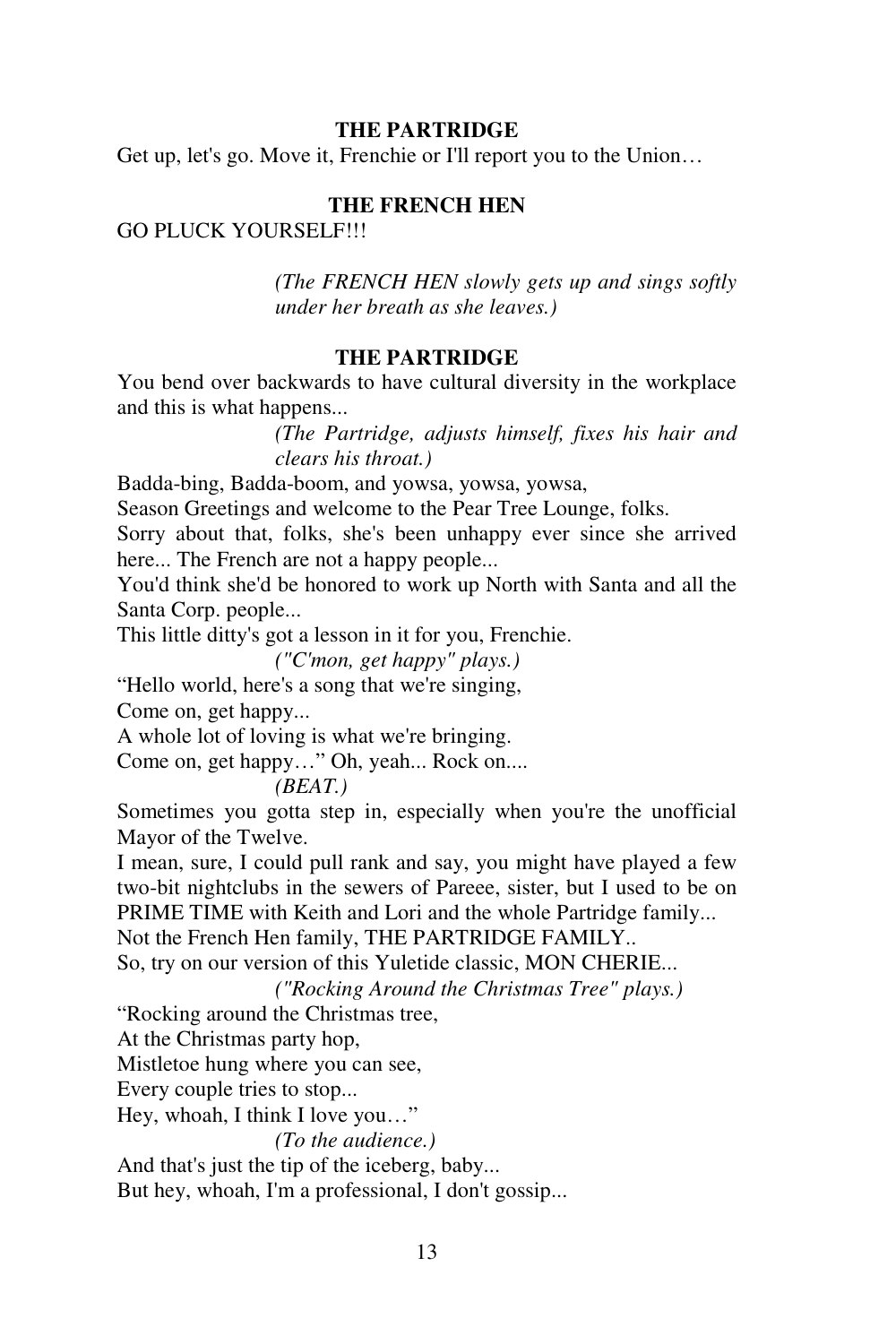**THE PARTRIDGE**

Get up, let's go. Move it, Frenchie or I'll report you to the Union…

**THE FRENCH HEN**

GO PLUCK YOURSELF!!!

*(The FRENCH HEN slowly gets up and sings softly under her breath as she leaves.)*

**THE PARTRIDGE**

You bend over backwards to have cultural diversity in the workplace and this is what happens...

*(The Partridge, adjusts himself, fixes his hair and clears his throat.)*

Badda-bing, Badda-boom, and yowsa, yowsa, yowsa,
Season Greetings and welcome to the Pear Tree Lounge, folks.
Sorry about that, folks, she's been unhappy ever since she arrived here... The French are not a happy people...
You'd think she'd be honored to work up North with Santa and all the Santa Corp. people...
This little ditty's got a lesson in it for you, Frenchie.

*("C'mon, get happy" plays.)*

"Hello world, here's a song that we're singing,
Come on, get happy...
A whole lot of loving is what we're bringing.
Come on, get happy…" Oh, yeah... Rock on....

*(BEAT.)*

Sometimes you gotta step in, especially when you're the unofficial Mayor of the Twelve.
I mean, sure, I could pull rank and say, you might have played a few two-bit nightclubs in the sewers of Pareee, sister, but I used to be on PRIME TIME with Keith and Lori and the whole Partridge family...
Not the French Hen family, THE PARTRIDGE FAMILY..
So, try on our version of this Yuletide classic, MON CHERIE...

*("Rocking Around the Christmas Tree" plays.)*

"Rocking around the Christmas tree,
At the Christmas party hop,
Mistletoe hung where you can see,
Every couple tries to stop...
Hey, whoah, I think I love you…"

*(To the audience.)*

And that's just the tip of the iceberg, baby...
But hey, whoah, I'm a professional, I don't gossip...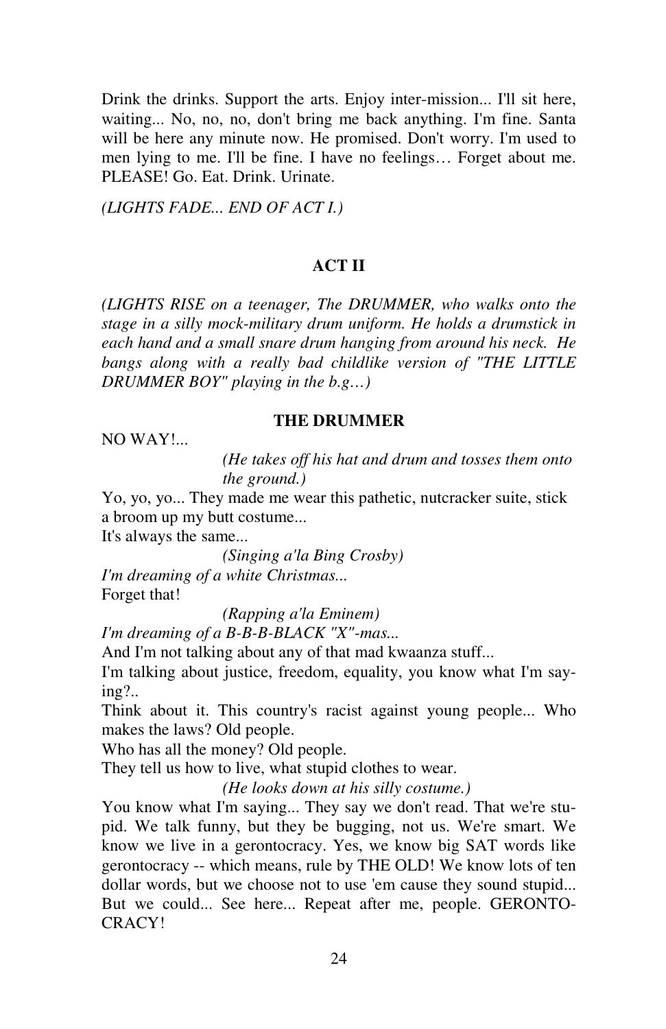Drink the drinks. Support the arts. Enjoy inter-mission... I'll sit here, waiting... No, no, no, don't bring me back anything. I'm fine. Santa will be here any minute now. He promised. Don't worry. I'm used to men lying to me. I'll be fine. I have no feelings… Forget about me. PLEASE! Go. Eat. Drink. Urinate.

*(LIGHTS FADE... END OF ACT I.)*

## ACT II

*(LIGHTS RISE on a teenager, The DRUMMER, who walks onto the stage in a silly mock-military drum uniform. He holds a drumstick in each hand and a small snare drum hanging from around his neck. He bangs along with a really bad childlike version of "THE LITTLE DRUMMER BOY" playing in the b.g…)*

**THE DRUMMER**

NO WAY!...

*(He takes off his hat and drum and tosses them onto the ground.)*

Yo, yo, yo... They made me wear this pathetic, nutcracker suite, stick a broom up my butt costume...
It's always the same...

*(Singing a'la Bing Crosby)*

*I'm dreaming of a white Christmas...*
Forget that!

*(Rapping a'la Eminem)*

*I'm dreaming of a B-B-B-BLACK "X"-mas...*
And I'm not talking about any of that mad kwaanza stuff...
I'm talking about justice, freedom, equality, you know what I'm saying?..
Think about it. This country's racist against young people... Who makes the laws? Old people.
Who has all the money? Old people.
They tell us how to live, what stupid clothes to wear.

*(He looks down at his silly costume.)*

You know what I'm saying... They say we don't read. That we're stupid. We talk funny, but they be bugging, not us. We're smart. We know we live in a gerontocracy. Yes, we know big SAT words like gerontocracy -- which means, rule by THE OLD! We know lots of ten dollar words, but we choose not to use 'em cause they sound stupid... But we could... See here... Repeat after me, people. GERONTOCRACY!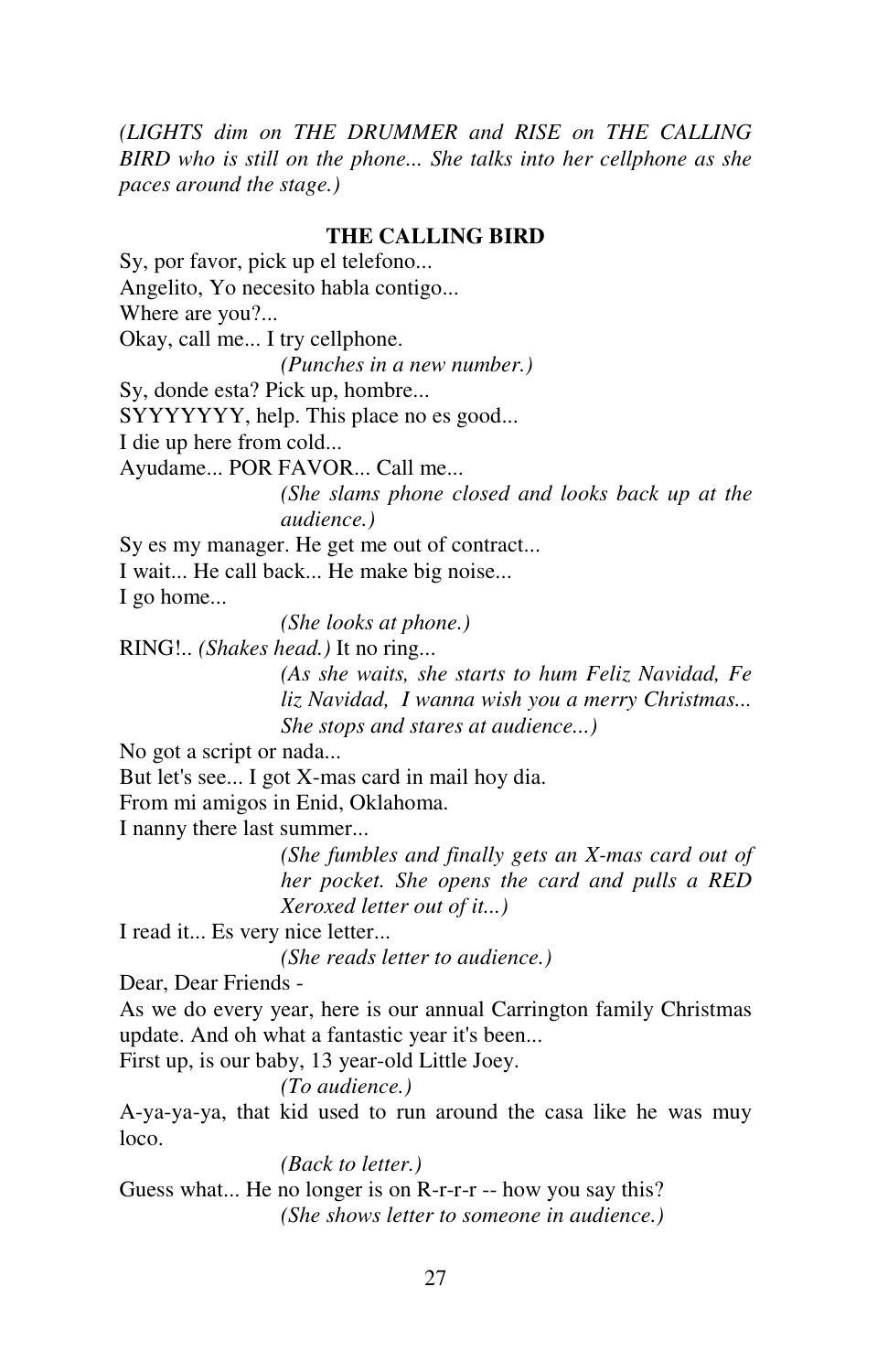*(LIGHTS dim on THE DRUMMER and RISE on THE CALLING BIRD who is still on the phone... She talks into her cellphone as she paces around the stage.)*

**THE CALLING BIRD**

Sy, por favor, pick up el telefono...
Angelito, Yo necesito habla contigo...
Where are you?...
Okay, call me... I try cellphone.

*(Punches in a new number.)*

Sy, donde esta? Pick up, hombre...
SYYYYYYY, help. This place no es good...
I die up here from cold...
Ayudame... POR FAVOR... Call me...

*(She slams phone closed and looks back up at the audience.)*

Sy es my manager. He get me out of contract...
I wait... He call back... He make big noise...
I go home...

*(She looks at phone.)*

RING!.. *(Shakes head.)* It no ring...

*(As she waits, she starts to hum Feliz Navidad, Fe liz Navidad, I wanna wish you a merry Christmas... She stops and stares at audience...)*

No got a script or nada...
But let's see... I got X-mas card in mail hoy dia.
From mi amigos in Enid, Oklahoma.
I nanny there last summer...

*(She fumbles and finally gets an X-mas card out of her pocket. She opens the card and pulls a RED Xeroxed letter out of it...)*

I read it... Es very nice letter...

*(She reads letter to audience.)*

Dear, Dear Friends -
As we do every year, here is our annual Carrington family Christmas update. And oh what a fantastic year it's been...
First up, is our baby, 13 year-old Little Joey.

*(To audience.)*

A-ya-ya-ya, that kid used to run around the casa like he was muy loco.

*(Back to letter.)*

Guess what... He no longer is on R-r-r-r -- how you say this?

*(She shows letter to someone in audience.)*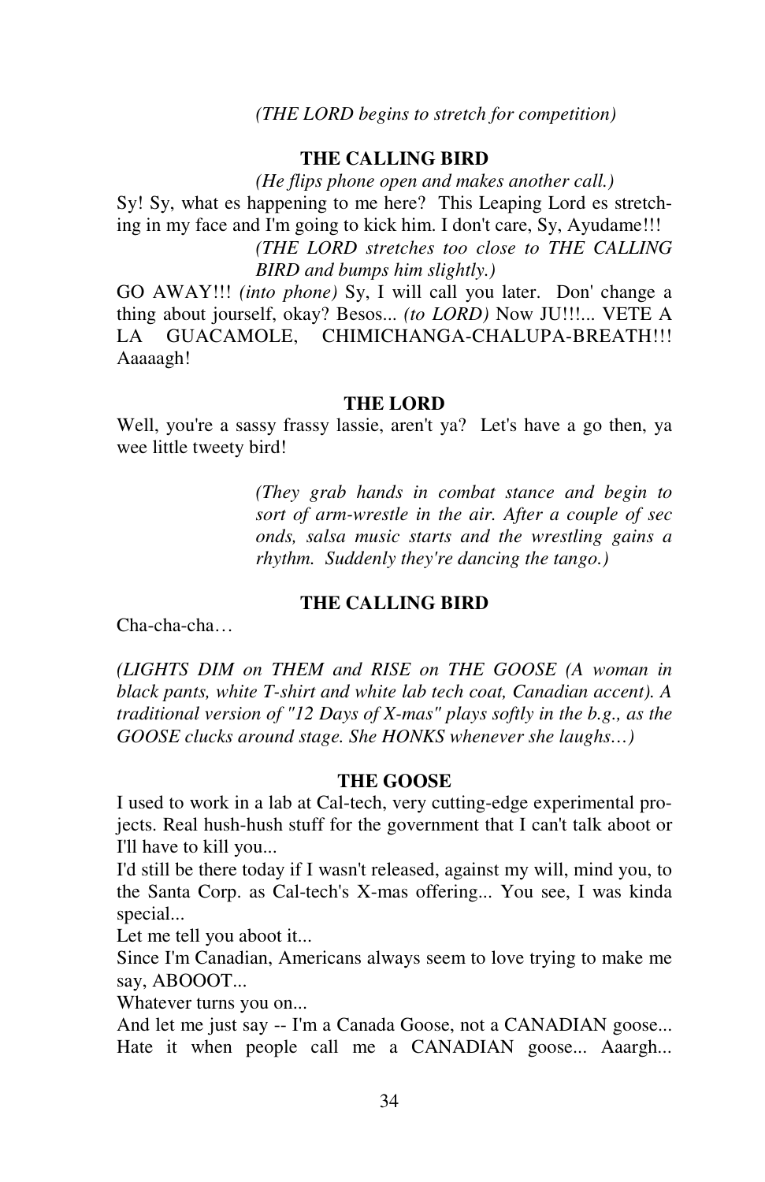*(THE LORD begins to stretch for competition)*

**THE CALLING BIRD**

*(He flips phone open and makes another call.)*

Sy! Sy, what es happening to me here? This Leaping Lord es stretching in my face and I'm going to kick him. I don't care, Sy, Ayudame!!!

*(THE LORD stretches too close to THE CALLING BIRD and bumps him slightly.)*

GO AWAY!!! *(into phone)* Sy, I will call you later. Don' change a thing about jourself, okay? Besos... *(to LORD)* Now JU!!!... VETE A LA GUACAMOLE, CHIMICHANGA-CHALUPA-BREATH!!! Aaaaagh!

**THE LORD**

Well, you're a sassy frassy lassie, aren't ya? Let's have a go then, ya wee little tweety bird!

*(They grab hands in combat stance and begin to sort of arm-wrestle in the air. After a couple of sec onds, salsa music starts and the wrestling gains a rhythm. Suddenly they're dancing the tango.)*

**THE CALLING BIRD**

Cha-cha-cha…

*(LIGHTS DIM on THEM and RISE on THE GOOSE (A woman in black pants, white T-shirt and white lab tech coat, Canadian accent). A traditional version of "12 Days of X-mas" plays softly in the b.g., as the GOOSE clucks around stage. She HONKS whenever she laughs…)*

**THE GOOSE**

I used to work in a lab at Cal-tech, very cutting-edge experimental projects. Real hush-hush stuff for the government that I can't talk aboot or I'll have to kill you...

I'd still be there today if I wasn't released, against my will, mind you, to the Santa Corp. as Cal-tech's X-mas offering... You see, I was kinda special...

Let me tell you aboot it...

Since I'm Canadian, Americans always seem to love trying to make me say, ABOOOT...

Whatever turns you on...

And let me just say -- I'm a Canada Goose, not a CANADIAN goose... Hate it when people call me a CANADIAN goose... Aaargh...